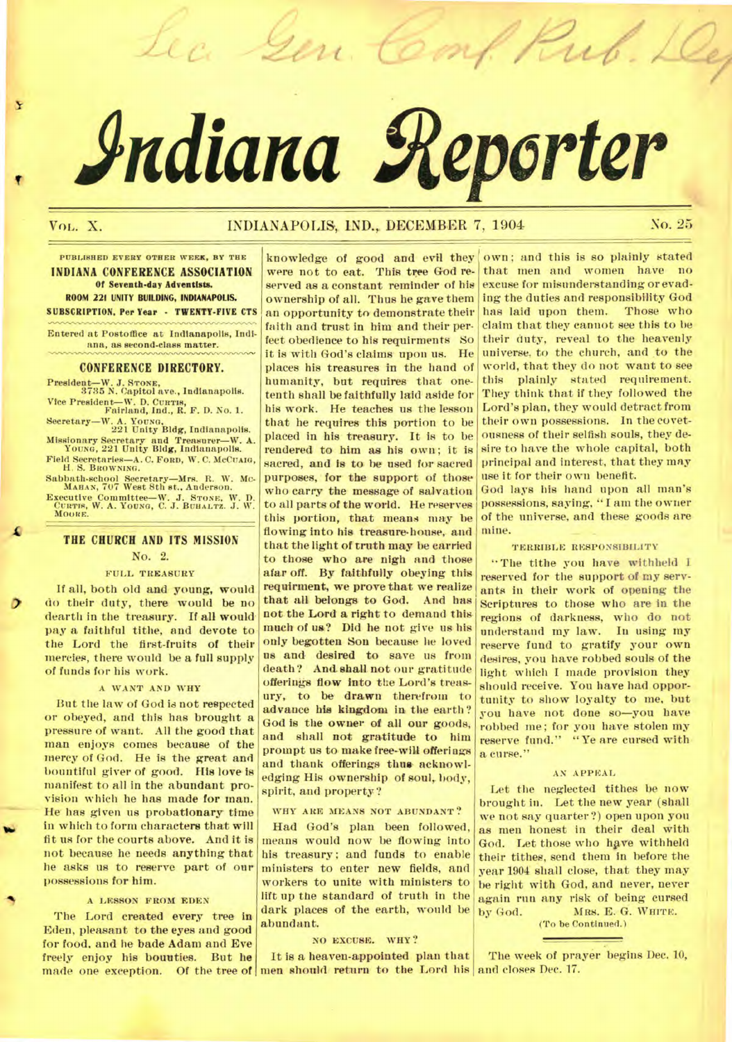Sec. Gen. Conf. Pub. Dep

# Indiana Reporter

VOL. X. INDIANAPOLIS, IND., DECEMBER 7, 1904 No. 25

PUBLISHED EVERY OTHER WEEK, BY THE
**INDIANA CONFERENCE ASSOCIATION**
**Of Seventh-day Adventists.**
**ROOM 221 UNITY BUILDING, INDIANAPOLIS.**
**SUBSCRIPTION, Per Year - TWENTY-FIVE CTS**

Entered at Postoffice at Indianapolis, Indiana, as second-class matter.

## CONFERENCE DIRECTORY.

President—W. J. STONE, 3735 N. Capitol ave., Indianapolis.
Vice President—W. D. CURTIS, Fairland, Ind., R. F. D. No. 1.
Secretary—W. A. YOUNG, 221 Unity Bldg, Indianapolis.
Missionary Secretary and Treasurer—W. A. YOUNG, 221 Unity Bldg, Indianapolis.
Field Secretaries—A. C. FORD, W. C. MCCUAIG, H. S. BROWNING.
Sabbath-school Secretary—Mrs. R. W. MCMAHAN, 707 West 8th st., Anderson.
Executive Committee—W. J. STONE, W. D. CURTIS, W. A. YOUNG, C. J. BUHALTZ, J. W. MOORE.

## THE CHURCH AND ITS MISSION

No. 2.

FULL TREASURY

If all, both old and young, would do their duty, there would be no dearth in the treasury. If all would pay a faithful tithe, and devote to the Lord the first-fruits of their mercies, there would be a full supply of funds for his work.

A WANT AND WHY

But the law of God is not respected or obeyed, and this has brought a pressure of want. All the good that man enjoys comes because of the mercy of God. He is the great and bountiful giver of good. His love is manifest to all in the abundant provision which he has made for man. He has given us probationary time in which to form characters that will fit us for the courts above. And it is not because he needs anything that he asks us to reserve part of our possessions for him.

A LESSON FROM EDEN

The Lord created every tree in Eden, pleasant to the eyes and good for food, and he bade Adam and Eve freely enjoy his bounties. But he made one exception. Of the tree of knowledge of good and evil they were not to eat. This tree God reserved as a constant reminder of his ownership of all. Thus he gave them an opportunity to demonstrate their faith and trust in him and their perfect obedience to his requirments So it is with God's claims upon us. He places his treasures in the hand of humanity, but requires that one-tenth shall be faithfully laid aside for his work. He teaches us the lesson that he requires this portion to be placed in his treasury. It is to be rendered to him as his own; it is sacred, and is to be used for sacred purposes, for the support of those who carry the message of salvation to all parts of the world. He reserves this portion, that means may be flowing into his treasure-house, and that the light of truth may be carried to those who are nigh and those afar off. By faithfully obeying this requirment, we prove that we realize that all belongs to God. And has not the Lord a right to demand this much of us? Did he not give us his only begotten Son because he loved us and desired to save us from death? And shall not our gratitude offerings flow into the Lord's treasury, to be drawn therefrom to advance his kingdom in the earth? God is the owner of all our goods, and shall not gratitude to him prompt us to make free-will offerings and thank offerings thus acknowledging His ownership of soul, body, spirit, and property?

WHY ARE MEANS NOT ABUNDANT?

Had God's plan been followed, means would now be flowing into his treasury; and funds to enable ministers to enter new fields, and workers to unite with ministers to lift up the standard of truth in the dark places of the earth, would be abundant.

NO EXCUSE. WHY?

It is a heaven-appointed plan that men should return to the Lord his own; and this is so plainly stated that men and women have no excuse for misunderstanding or evading the duties and responsibility God has laid upon them. Those who claim that they cannot see this to be their duty, reveal to the heavenly universe, to the church, and to the world, that they do not want to see this plainly stated requirement. They think that if they followed the Lord's plan, they would detract from their own possessions. In the covetousness of their selfish souls, they desire to have the whole capital, both principal and interest, that they may use it for their own benefit.

God lays his hand upon all man's possessions, saying, "I am the owner of the universe, and these goods are mine.

TERRIBLE RESPONSIBILITY

"The tithe you have withheld I reserved for the support of my servants in their work of opening the Scriptures to those who are in the regions of darkness, who do not understand my law. In using my reserve fund to gratify your own desires, you have robbed souls of the light which I made provision they should receive. You have had opportunity to show loyalty to me, but you have not done so—you have robbed me; for you have stolen my reserve fund." "Ye are cursed with a curse."

AN APPEAL

Let the neglected tithes be now brought in. Let the new year (shall we not say quarter?) open upon you as men honest in their deal with God. Let those who have withheld their tithes, send them in before the year 1904 shall close, that they may be right with God, and never, never again run any risk of being cursed by God. MRS. E. G. WHITE.

(To be Continued.)

The week of prayer begins Dec. 10, and closes Dec. 17.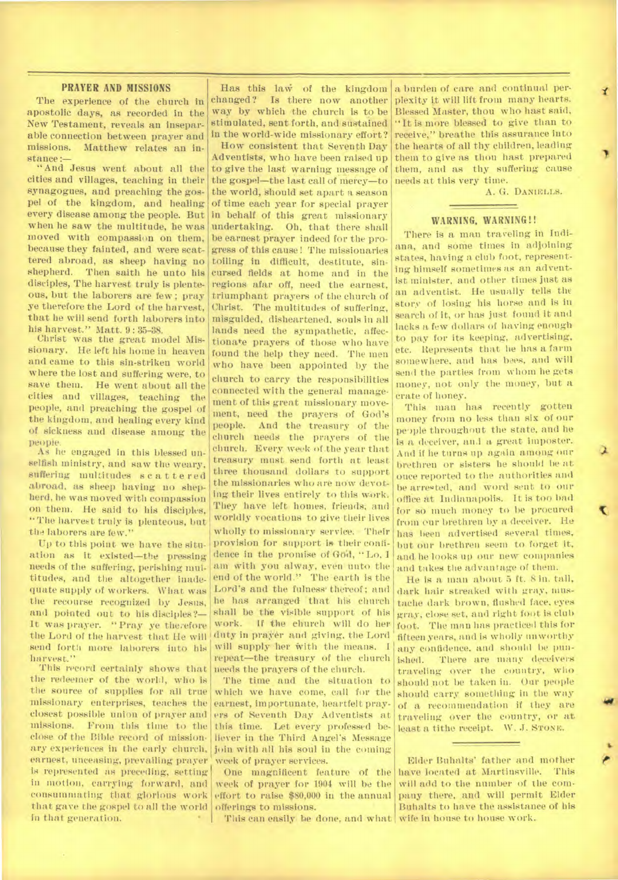## PRAYER AND MISSIONS

The experience of the church in apostolic days, as recorded in the New Testament, reveals an inseparable connection between prayer and missions. Matthew relates an instance:—

"And Jesus went about all the cities and villages, teaching in their synagogues, and preaching the gospel of the kingdom, and healing every disease among the people. But when he saw the multitude, he was moved with compassion on them, because they fainted, and were scattered abroad, as sheep having no shepherd. Then saith he unto his disciples, The harvest truly is plenteous, but the laborers are few; pray ye therefore the Lord of the harvest, that he will send forth laborers into his harvest." Matt. 9: 35-38.

Christ was the great model Missionary. He left his home in heaven and came to this sin-striken world where the lost and suffering were, to save them. He went about all the cities and villages, teaching the people, and preaching the gospel of the kingdom, and healing every kind of sickness and disease among the people.

As he engaged in this blessed unselfish ministry, and saw the weary, suffering multitudes scattered abroad, as sheep having no shepherd, he was moved with compassion on them. He said to his disciples, "The harvest truly is plenteous, but the laborers are few."

Up to this point we have the situation as it existed—the pressing needs of the suffering, perishing multitudes, and the altogether inadequate supply of workers. What was the recourse recognized by Jesus, and pointed out to his disciples?—It was prayer. "Pray ye therefore the Lord of the harvest that He will send forth more laborers into his harvest."

This record certainly shows that the redeemer of the world, who is the source of supplies for all true missionary enterprises, teaches the closest possible union of prayer and missions. From this time to the close of the Bible record of missionary experiences in the early church, earnest, unceasing, prevailing prayer is represented as preceding, setting in motion, carrying forward, and consummating that glorious work that gave the gospel to all the world in that generation.

Has this law of the kingdom changed? Is there now another way by which the church is to be stimulated, sent forth, and sustained in the world-wide missionary effort?

How consistent that Seventh Day Adventists, who have been raised up to give the last warning message of the gospel—the last call of mercy—to the world, should set apart a season of time each year for special prayer in behalf of this great missionary undertaking. Oh, that there shall be earnest prayer indeed for the progress of this cause! The missionaries toiling in difficult, destitute, sin-cursed fields at home and in the regions afar off, need the earnest, triumphant prayers of the church of Christ. The multitudes of suffering, misguided, disheartened, souls in all lands need the sympathetic, affectionate prayers of those who have found the help they need. The men who have been appointed by the church to carry the responsibilities connected with the general management of this great missionary movement, need the prayers of God's people. And the treasury of the church needs the prayers of the church. Every week of the year that treasury must send forth at least three thousand dollars to support the missionaries who are now devoting their lives entirely to this work. They have left homes, friends, and worldly vocations to give their lives wholly to missionary service. Their provision for support is their confidence in the promise of God, "Lo, I am with you alway, even unto the end of the world." The earth is the Lord's and the fulness thereof; and he has arranged that his church shall be the visible support of his work. If the church will do her duty in prayer and giving, the Lord will supply her with the means. I repeat—the treasury of the church needs the prayers of the church.

The time and the situation to which we have come, call for the earnest, importunate, heartfelt prayers of Seventh Day Adventists at this time. Let every professed believer in the Third Angel's Message join with all his soul in the coming week of prayer services.

One magnificent feature of the week of prayer for 1904 will be the effort to raise $80,000 in the annual offerings to missions.

This can easily be done, and what a burden of care and continual perplexity it will lift from many hearts. Blessed Master, thou who hast said, "It is more blessed to give than to receive," breathe this assurance into the hearts of all thy children, leading them to give as thou hast prepared them, and as thy suffering cause needs at this very time.

A. G. DANIELLS.

## WARNING, WARNING!!

There is a man traveling in Indiana, and some times in adjoining states, having a club foot, representing himself sometimes as an adventist minister, and other times just as an adventist. He usually tells the story of losing his horse and is in search of it, or has just found it and lacks a few dollars of having enough to pay for its keeping, advertising, etc. Represents that he has a farm somewhere, and has bees, and will send the parties from whom he gets money, not only the money, but a crate of honey.

This man has recently gotten money from no less than six of our people throughout the state, and he is a deceiver, and a great imposter. And if he turns up again among our brethren or sisters he should be at once reported to the authorities and be arrested, and word sent to our office at Indianapolis. It is too bad for so much money to be procured from our brethren by a deceiver. He has been advertised several times, but our brethren seem to forget it, and he looks up our new companies and takes the advantage of them.

He is a man about 5 ft. 8 in. tall, dark hair streaked with gray, mustache dark brown, flushed face, eyes gray, close set, and right foot is club foot. The man has practiced this for fifteen years, and is wholly unworthy any confidence, and should be punished. There are many deceivers traveling over the country, who should not be taken in. Our people should carry something in the way of a recommendation if they are traveling over the country, or at least a tithe receipt. W. J. STONE.

Elder Buhalts' father and mother have located at Martinsville. This will add to the number of the company there, and will permit Elder Buhalts to have the assistance of his wife in house to house work.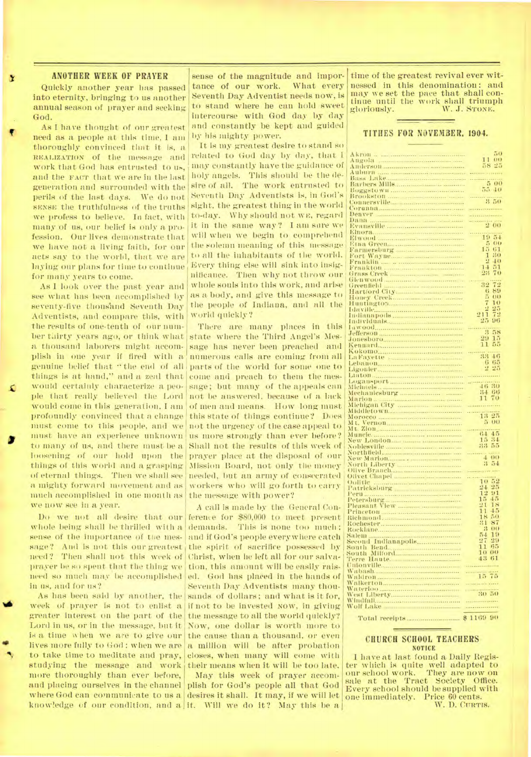## ANOTHER WEEK OF PRAYER

Quickly another year has passed into eternity, bringing to us another annual season of prayer and seeking God.

As I have thought of our greatest need as a people at this time, I am thoroughly convinced that it is, a REALIZATION of the message and work that God has entrusted to us, and the FACT that we are in the last generation and surrounded with the perils of the last days. We do not SENSE the truthfulness of the truths we profess to believe. In fact, with many of us, our belief is only a profession. Our lives demonstrate that we have not a living faith, for our acts say to the world, that we are laying our plans for time to continue for many years to come.

As I look over the past year and see what has been accomplished by seventy-five thousand Seventh Day Adventists, and compare this, with the results of one-tenth of our number thirty years ago, or think what a thousand laborers might accomplish in one year if fired with a genuine belief that "the end of all things is at hand," and a zeal that would certainly characterize a people that really believed the Lord would come in this generation, I am profoundly convinced that a change must come to this people, and we must have an experience unknown to many of us, and there must be a loosening of our hold upon the things of this world and a grasping of eternal things. Then we shall see a mighty forward movement and as much accomplished in one month as we now see in a year.

Do we not all desire that our whole being shall be thrilled with a sense of the importance of the message? And is not this our greatest need? Then shall not this week of prayer be so spent that the thing we need so much may be accomplished in us, and for us?

As has been said by another, the week of prayer is not to enlist a greater interest on the part of the Lord in us, or in the message, but it is a time when we are to give our lives more fully to God: when we are to take time to meditate and pray, studying the message and work more thoroughly than ever before, and placing ourselves in the channel where God can communicate to us a knowledge of our condition, and a sense of the magnitude and importance of our work. What every Seventh Day Adventist needs now, is to stand where he can hold sweet intercourse with God day by day and constantly be kept and guided by his mighty power.

It is my greatest desire to stand so related to God day by day, that I may constantly have the guidance of holy angels. This should be the desire of all. The work entrusted to Seventh Day Adventists is, in God's sight, the greatest thing in the world to-day. Why should not WE, regard it in the same way? I am sure we will when we begin to comprehend the solemn meaning of this message to all the inhabitants of the world. Every thing else will sink into insignificance. Then why not throw our whole souls into this work, and arise as a body, and give this message to the people of Indiana, and all the world quickly?

There are many places in this state where the Third Angel's Message has never been preached and numerous calls are coming from all parts of the world for some one to come and preach to them the message; but many of the appeals can not be answered, because of a lack of men and means. How long must this state of things continue? Does not the urgency of the case appeal to us more strongly than ever before? Shall not the results of this week of prayer place at the disposal of our Mission Board, not only the money needed, but an army of consecrated workers who will go forth to carry the message with power?

A call is made by the General Conference for $80,000 to meet present demands. This is none too much: and if God's people everywhere catch the spirit of sacrifice possessed by Christ, when he left all for our salvation, this amount will be easily raised. God has placed in the hands of Seventh Day Adventists many thousands of dollars; and what is it for, if not to be invested NOW, in giving the message to all the world quickly? Now, one dollar is worth more to the cause than a thousand, or even a million will be after probation closes, when many will come with their means when it will be too late.

May this week of prayer accomplish for God's people all that God desires it shall. It may, if we will let it. Will we do it? May this be a time of the greatest revival ever witnessed in this denomination: and may we set the pace that shall continue until the work shall triumph gloriously.

W. J. STONE.

## TITHES FOR NOVEMBER, 1904.

| Church | Amount |
|---|---|
| Akron | 50 |
| Angola | 11 00 |
| Anderson | 58 25 |
| Auburn | |
| Bass Lake | |
| Barbers Mills | 5 00 |
| Boggstown | 55 40 |
| Brookston | |
| Connersville | 3 50 |
| Corunna | |
| Denver | |
| Dana | |
| Evansville | 2 00 |
| Elnora | |
| Elwood | 19 54 |
| Etna Green | 5 00 |
| Farmersburg | 15 61 |
| Fort Wayne | 1 30 |
| Franklin | 2 40 |
| Frankton | 14 51 |
| Grass Creek | 23 70 |
| Glenwood | |
| Greenfield | 32 72 |
| Hartford City | 6 89 |
| Honey Creek | 5 00 |
| Huntington | 7 10 |
| Idaville | 2 25 |
| Indianapolis | 211 72 |
| Individuals | 25 96 |
| Inwood | |
| Jefferson | 3 58 |
| Jonesboro | 29 15 |
| Kennard | 11 55 |
| Kokomo | |
| LaFayette | 33 46 |
| Lebanon | 6 65 |
| Ligonier | 2 25 |
| Linton | |
| Logansport | |
| Michaels | 46 30 |
| Mechanicsburg | 34 66 |
| Marion | 11 70 |
| Michigan City | |
| Middletown | |
| Morocco | 13 25 |
| Mt. Vernon | 5 00 |
| Mt. Zion | |
| Muncie | 64 45 |
| New London | 15 34 |
| Noblesville | 33 55 |
| Northfield | |
| New Marion | 4 00 |
| North Liberty | 3 54 |
| Olive Branch | |
| Olivet Chapel | |
| Oolitic | 10 52 |
| Patricksburg | 24 25 |
| Peru | 12 91 |
| Petersburg | 15 45 |
| Pleasant View | 21 18 |
| Princeton | 11 45 |
| Richmond | 18 50 |
| Rochester | 31 87 |
| Rocklane | 3 00 |
| Salem | 54 19 |
| Second Indianapolis | 27 29 |
| South Bend | 11 65 |
| South Milford | 10 00 |
| Terre Haute | 43 61 |
| Unionville | |
| Wabash | |
| Waldron | 15 75 |
| Walkerton | |
| Waterloo | |
| West Liberty | 30 50 |
| Windfall | |
| Wolf Lake | |
| Total receipts | $ 1169 90 |

## CHURCH SCHOOL TEACHERS

NOTICE

I have at last found a Daily Register which is quite well adapted to our school work. They are now on sale at the Tract Society Office. Every school should be supplied with one immediately. Price 60 cents.

W. D. CURTIS.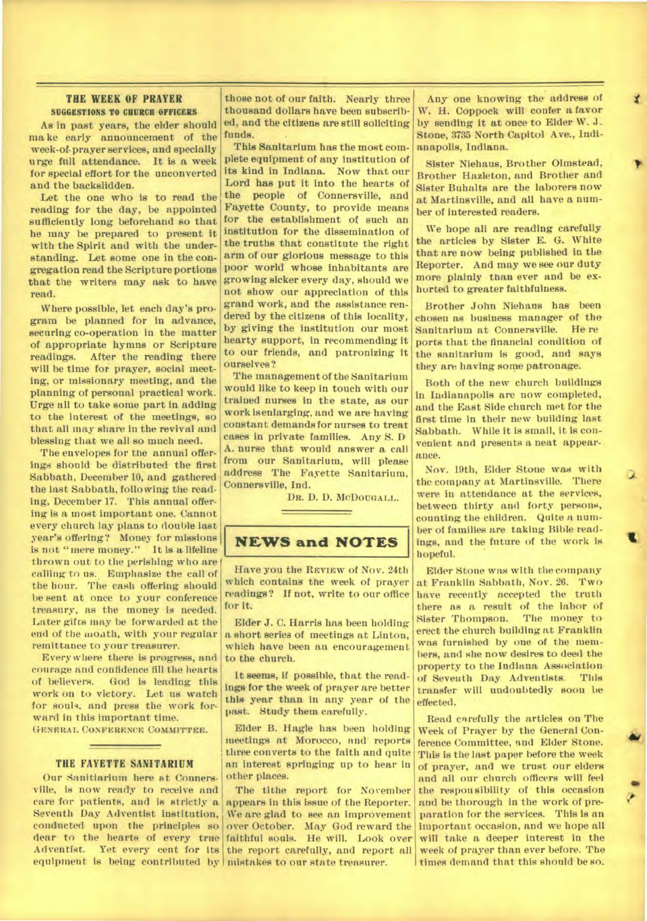## THE WEEK OF PRAYER

### SUGGESTIONS TO CHURCH OFFICERS

As in past years, the elder should make early announcement of the week-of-prayer services, and specially urge full attendance. It is a week for special effort for the unconverted and the backslidden.

Let the one who is to read the reading for the day, be appointed sufficiently long beforehand so that he may be prepared to present it with the Spirit and with the understanding. Let some one in the congregation read the Scripture portions that the writers may ask to have read.

Where possible, let each day's program be planned for in advance, securing co-operation in the matter of appropriate hymns or Scripture readings. After the reading there will be time for prayer, social meeting, or missionary meeting, and the planning of personal practical work. Urge all to take some part in adding to the interest of the meetings, so that all may share in the revival and blessing that we all so much need.

The envelopes for the annual offerings should be distributed the first Sabbath, December 10, and gathered the last Sabbath, following the reading, December 17. This annual offering is a most important one. Cannot every church lay plans to double last year's offering? Money for missions is not "mere money." It is a lifeline thrown out to the perishing who are calling to us. Emphasize the call of the hour. The cash offering should be sent at once to your conference treasury, as the money is needed. Later gifts may be forwarded at the end of the month, with your regular remittance to your treasurer.

Everywhere there is progress, and courage and confidence fill the hearts of believers. God is leading this work on to victory. Let us watch for souls, and press the work forward in this important time.

GENERAL CONFERENCE COMMITTEE.

## THE FAYETTE SANITARIUM

Our Sanitarium here at Connersville, is now ready to receive and care for patients, and is strictly a Seventh Day Adventist institution, conducted upon the principles so dear to the hearts of every true Adventist. Yet every cent for its equipment is being contributed by those not of our faith. Nearly three thousand dollars have been subscribed, and the citizens are still soliciting funds.

This Sanitarium has the most complete equipment of any institution of its kind in Indiana. Now that our Lord has put it into the hearts of the people of Connersville, and Fayette County, to provide means for the establishment of such an institution for the dissemination of the truths that constitute the right arm of our glorious message to this poor world whose inhabitants are growing sicker every day, should we not show our appreciation of this grand work, and the assistance rendered by the citizens of this locality, by giving the institution our most hearty support, in recommending it to our friends, and patronizing it ourselves?

The management of the Sanitarium would like to keep in touch with our trained nurses in the state, as our work is enlarging, and we are having constant demands for nurses to treat cases in private families. Any S. D A. nurse that would answer a call from our Sanitarium, will please address The Fayette Sanitarium, Connersville, Ind.

DR. D. D. McDOUGALL.

## NEWS and NOTES

Have you the REVIEW of Nov. 24th which contains the week of prayer readings? If not, write to our office for it.

Elder J. C. Harris has been holding a short series of meetings at Linton, which have been an encouragement to the church.

It seems, if possible, that the readings for the week of prayer are better this year than in any year of the past. Study them carefully.

Elder B. Hagle has been holding meetings at Morocco, and reports three converts to the faith and quite an interest springing up to hear in other places.

The tithe report for November appears in this issue of the Reporter. We are glad to see an improvement over October. May God reward the faithful souls. He will. Look over the report carefully, and report all mistakes to our state treasurer.

Any one knowing the address of W. H. Coppock will confer a favor by sending it at once to Elder W. J. Stone, 3735 North Capitol Ave., Indianapolis, Indiana.

Sister Niehaus, Brother Olmstead, Brother Hazleton, and Brother and Sister Buhalts are the laborers now at Martinsville, and all have a number of interested readers.

We hope all are reading carefully the articles by Sister E. G. White that are now being published in the Reporter. And may we see our duty more plainly than ever and be exhorted to greater faithfulness.

Brother John Niehaus has been chosen as business manager of the Sanitarium at Connersville. He reports that the financial condition of the sanitarium is good, and says they are having some patronage.

Both of the new church buildings in Indianapolis are now completed, and the East Side church met for the first time in their new building last Sabbath. While it is small, it is convenient and presents a neat appearance.

Nov. 19th, Elder Stone was with the company at Martinsville. There were in attendance at the services, between thirty and forty persons, counting the children. Quite a number of families are taking Bible readings, and the future of the work is hopeful.

Elder Stone was with the company at Franklin Sabbath, Nov. 26. Two have recently accepted the truth there as a result of the labor of Sister Thompson. The money to erect the church building at Franklin was furnished by one of the members, and she now desires to deed the property to the Indiana Association of Seventh Day Adventists. This transfer will undoubtedly soon be effected.

Read carefully the articles on The Week of Prayer by the General Conference Committee, and Elder Stone. This is the last paper before the week of prayer, and we trust our elders and all our church officers will feel the responsibility of this occasion and be thorough in the work of preparation for the services. This is an important occasion, and we hope all will take a deeper interest in the week of prayer than ever before. The times demand that this should be so.